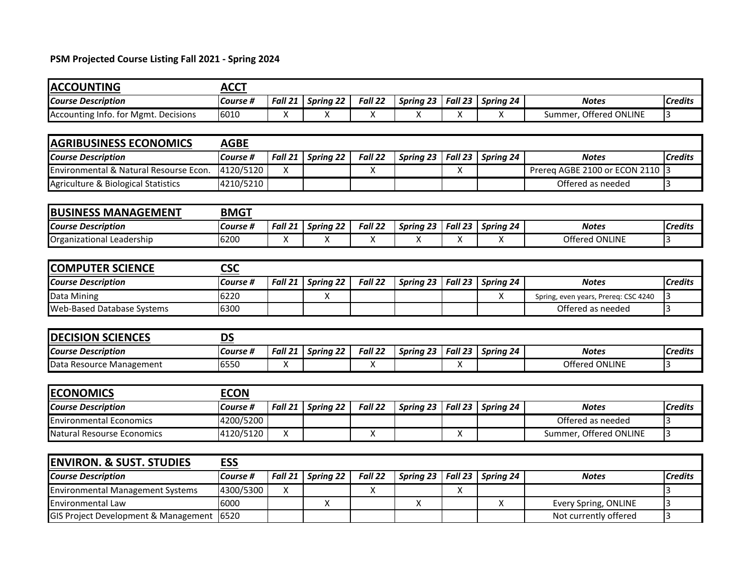**PSM Projected Course Listing Fall 2021 - Spring 2024**

| ACCOUNTING | ACCT | | | | | | | | |
|---|---|---|---|---|---|---|---|---|---|
| *Course Description* | *Course #* | *Fall 21* | *Spring 22* | *Fall 22* | *Spring 23* | *Fall 23* | *Spring 24* | *Notes* | *Credits* |
| Accounting Info. for Mgmt. Decisions | 6010 | X | X | X | X | X | X | Summer, Offered ONLINE | 3 |

| AGRIBUSINESS ECONOMICS | AGBE | | | | | | | | |
|---|---|---|---|---|---|---|---|---|---|
| *Course Description* | *Course #* | *Fall 21* | *Spring 22* | *Fall 22* | *Spring 23* | *Fall 23* | *Spring 24* | *Notes* | *Credits* |
| Environmental & Natural Resourse Econ. | 4120/5120 | X | | X | | X | | Prereq AGBE 2100 or ECON 2110 | 3 |
| Agriculture & Biological Statistics | 4210/5210 | | | | | | | Offered as needed | 3 |

| BUSINESS MANAGEMENT | BMGT | | | | | | | | |
|---|---|---|---|---|---|---|---|---|---|
| *Course Description* | *Course #* | *Fall 21* | *Spring 22* | *Fall 22* | *Spring 23* | *Fall 23* | *Spring 24* | *Notes* | *Credits* |
| Organizational Leadership | 6200 | X | X | X | X | X | X | Offered ONLINE | 3 |

| COMPUTER SCIENCE | CSC | | | | | | | | |
|---|---|---|---|---|---|---|---|---|---|
| *Course Description* | *Course #* | *Fall 21* | *Spring 22* | *Fall 22* | *Spring 23* | *Fall 23* | *Spring 24* | *Notes* | *Credits* |
| Data Mining | 6220 | | X | | | | X | Spring, even years, Prereq: CSC 4240 | 3 |
| Web-Based Database Systems | 6300 | | | | | | | Offered as needed | 3 |

| DECISION SCIENCES | DS | | | | | | | | |
|---|---|---|---|---|---|---|---|---|---|
| *Course Description* | *Course #* | *Fall 21* | *Spring 22* | *Fall 22* | *Spring 23* | *Fall 23* | *Spring 24* | *Notes* | *Credits* |
| Data Resource Management | 6550 | X | | X | | X | | Offered ONLINE | 3 |

| ECONOMICS | ECON | | | | | | | | |
|---|---|---|---|---|---|---|---|---|---|
| *Course Description* | *Course #* | *Fall 21* | *Spring 22* | *Fall 22* | *Spring 23* | *Fall 23* | *Spring 24* | *Notes* | *Credits* |
| Environmental Economics | 4200/5200 | | | | | | | Offered as needed | 3 |
| Natural Resourse Economics | 4120/5120 | X | | X | | X | | Summer, Offered ONLINE | 3 |

| ENVIRON. & SUST. STUDIES | ESS | | | | | | | | |
|---|---|---|---|---|---|---|---|---|---|
| *Course Description* | *Course #* | *Fall 21* | *Spring 22* | *Fall 22* | *Spring 23* | *Fall 23* | *Spring 24* | *Notes* | *Credits* |
| Environmental Management Systems | 4300/5300 | X | | X | | X | | | 3 |
| Environmental Law | 6000 | | X | | X | | X | Every Spring, ONLINE | 3 |
| GIS Project Development & Management | 6520 | | | | | | | Not currently offered | 3 |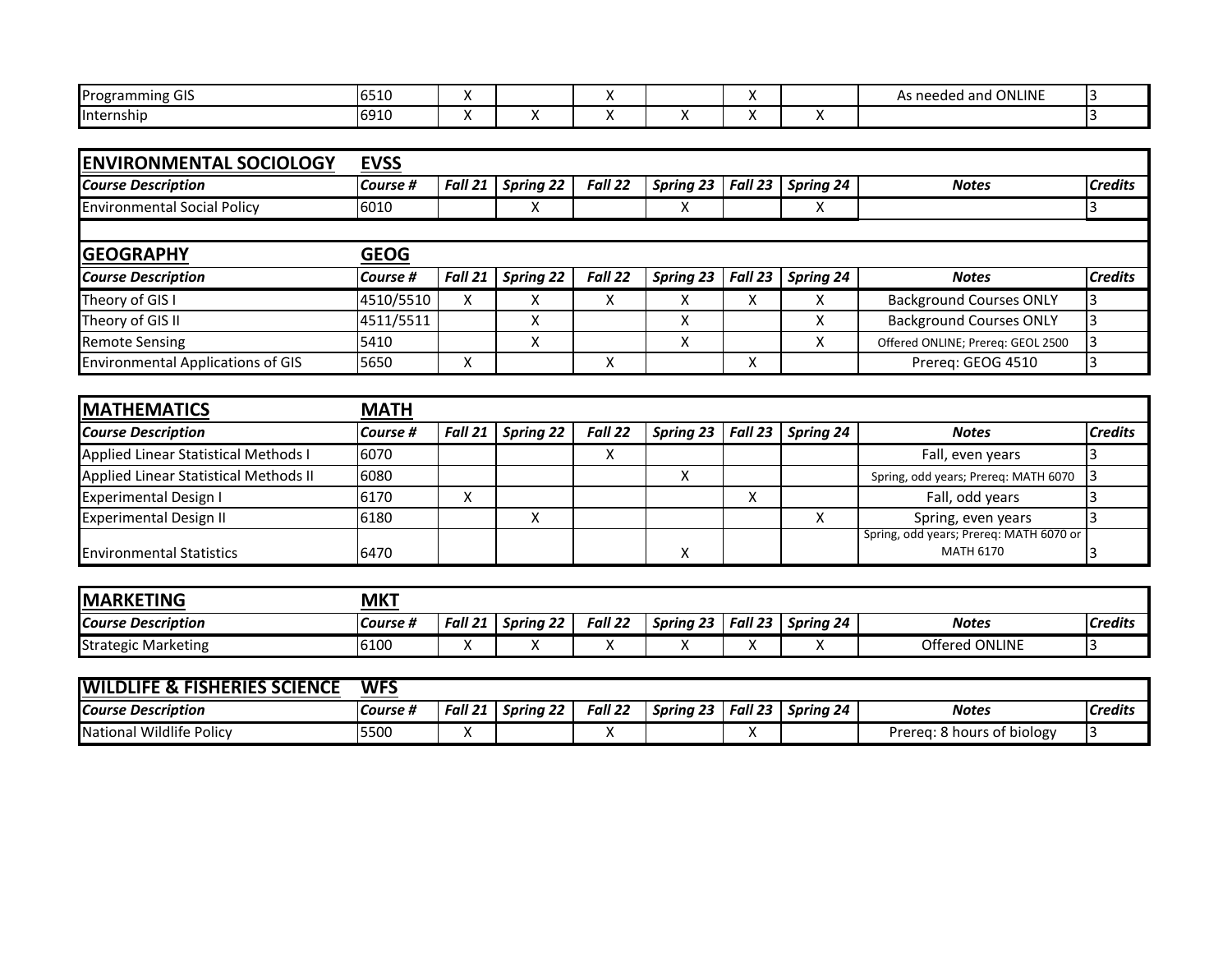| | | | | | | | | | |
|---|---|---|---|---|---|---|---|---|---|
| Programming GIS | 6510 | X | | X | | X | | As needed and ONLINE | 3 |
| Internship | 6910 | X | X | X | X | X | X | | 3 |

| **ENVIRONMENTAL SOCIOLOGY** | **EVSS** | | | | | | | | |
|---|---|---|---|---|---|---|---|---|---|
| ***Course Description*** | ***Course #*** | ***Fall 21*** | ***Spring 22*** | ***Fall 22*** | ***Spring 23*** | ***Fall 23*** | ***Spring 24*** | ***Notes*** | ***Credits*** |
| Environmental Social Policy | 6010 | | X | | X | | X | | 3 |

| **GEOGRAPHY** | **GEOG** | | | | | | | | |
|---|---|---|---|---|---|---|---|---|---|
| ***Course Description*** | ***Course #*** | ***Fall 21*** | ***Spring 22*** | ***Fall 22*** | ***Spring 23*** | ***Fall 23*** | ***Spring 24*** | ***Notes*** | ***Credits*** |
| Theory of GIS I | 4510/5510 | X | X | X | X | X | X | Background Courses ONLY | 3 |
| Theory of GIS II | 4511/5511 | | X | | X | | X | Background Courses ONLY | 3 |
| Remote Sensing | 5410 | | X | | X | | X | Offered ONLINE; Prereq: GEOL 2500 | 3 |
| Environmental Applications of GIS | 5650 | X | | X | | X | | Prereq: GEOG 4510 | 3 |

| **MATHEMATICS** | **MATH** | | | | | | | | |
|---|---|---|---|---|---|---|---|---|---|
| ***Course Description*** | ***Course #*** | ***Fall 21*** | ***Spring 22*** | ***Fall 22*** | ***Spring 23*** | ***Fall 23*** | ***Spring 24*** | ***Notes*** | ***Credits*** |
| Applied Linear Statistical Methods I | 6070 | | | X | | | | Fall, even years | 3 |
| Applied Linear Statistical Methods II | 6080 | | | | X | | | Spring, odd years; Prereq: MATH 6070 | 3 |
| Experimental Design I | 6170 | X | | | | X | | Fall, odd years | 3 |
| Experimental Design II | 6180 | | X | | | | X | Spring, even years | 3 |
| Environmental Statistics | 6470 | | | | X | | | Spring, odd years; Prereq: MATH 6070 or MATH 6170 | 3 |

| **MARKETING** | **MKT** | | | | | | | | |
|---|---|---|---|---|---|---|---|---|---|
| ***Course Description*** | ***Course #*** | ***Fall 21*** | ***Spring 22*** | ***Fall 22*** | ***Spring 23*** | ***Fall 23*** | ***Spring 24*** | ***Notes*** | ***Credits*** |
| Strategic Marketing | 6100 | X | X | X | X | X | X | Offered ONLINE | 3 |

| **WILDLIFE & FISHERIES SCIENCE** | **WFS** | | | | | | | | |
|---|---|---|---|---|---|---|---|---|---|
| ***Course Description*** | ***Course #*** | ***Fall 21*** | ***Spring 22*** | ***Fall 22*** | ***Spring 23*** | ***Fall 23*** | ***Spring 24*** | ***Notes*** | ***Credits*** |
| National Wildlife Policy | 5500 | X | | X | | X | | Prereq: 8 hours of biology | 3 |